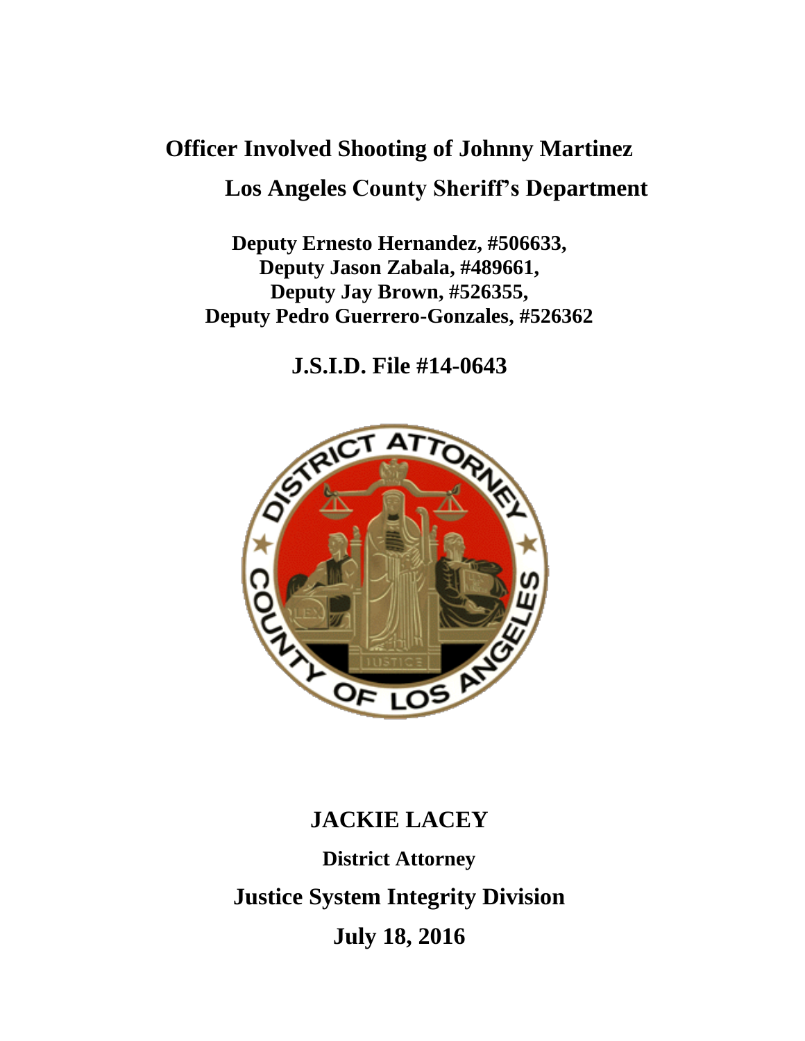# Officer Involved Shooting of Johnny Martinez

## Los Angeles County Sheriff's Department

**Deputy Ernesto Hernandez, #506633,**
**Deputy Jason Zabala, #489661,**
**Deputy Jay Brown, #526355,**
**Deputy Pedro Guerrero-Gonzales, #526362**

## J.S.I.D. File #14-0643

## JACKIE LACEY

**District Attorney**

## Justice System Integrity Division

## July 18, 2016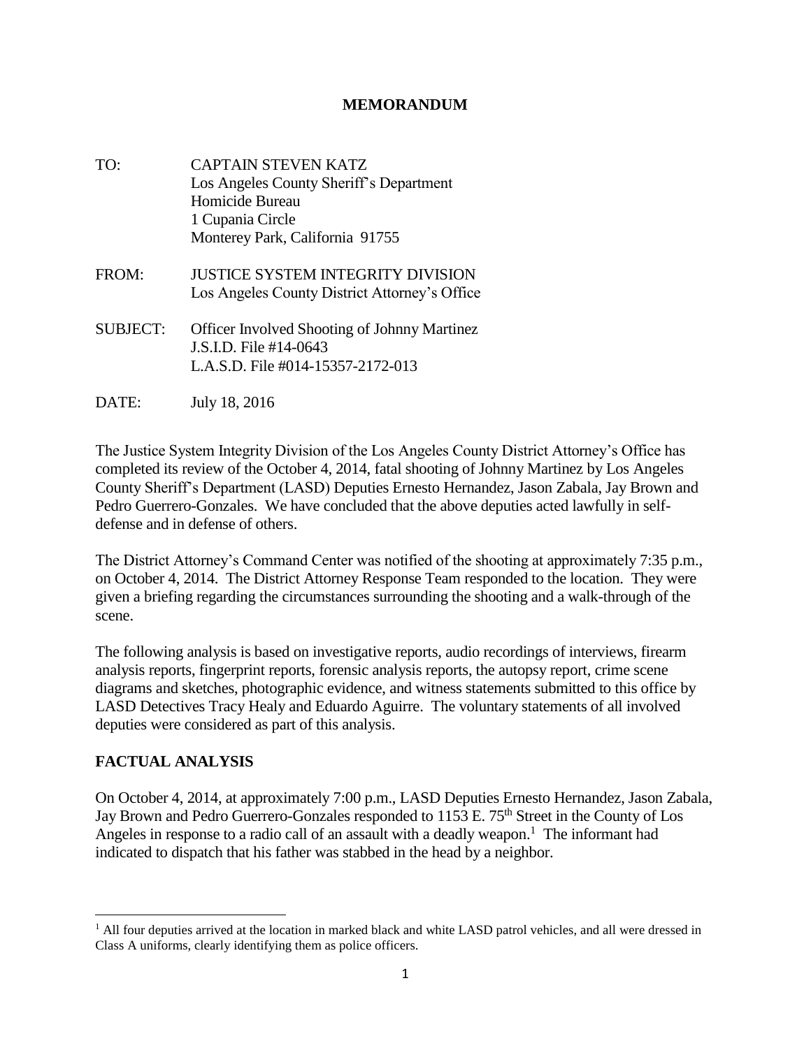**MEMORANDUM**

TO: CAPTAIN STEVEN KATZ
Los Angeles County Sheriff's Department
Homicide Bureau
1 Cupania Circle
Monterey Park, California 91755

FROM: JUSTICE SYSTEM INTEGRITY DIVISION
Los Angeles County District Attorney's Office

SUBJECT: Officer Involved Shooting of Johnny Martinez
J.S.I.D. File #14-0643
L.A.S.D. File #014-15357-2172-013

DATE: July 18, 2016

The Justice System Integrity Division of the Los Angeles County District Attorney's Office has completed its review of the October 4, 2014, fatal shooting of Johnny Martinez by Los Angeles County Sheriff's Department (LASD) Deputies Ernesto Hernandez, Jason Zabala, Jay Brown and Pedro Guerrero-Gonzales. We have concluded that the above deputies acted lawfully in self-defense and in defense of others.

The District Attorney's Command Center was notified of the shooting at approximately 7:35 p.m., on October 4, 2014. The District Attorney Response Team responded to the location. They were given a briefing regarding the circumstances surrounding the shooting and a walk-through of the scene.

The following analysis is based on investigative reports, audio recordings of interviews, firearm analysis reports, fingerprint reports, forensic analysis reports, the autopsy report, crime scene diagrams and sketches, photographic evidence, and witness statements submitted to this office by LASD Detectives Tracy Healy and Eduardo Aguirre. The voluntary statements of all involved deputies were considered as part of this analysis.

## FACTUAL ANALYSIS

On October 4, 2014, at approximately 7:00 p.m., LASD Deputies Ernesto Hernandez, Jason Zabala, Jay Brown and Pedro Guerrero-Gonzales responded to 1153 E. 75th Street in the County of Los Angeles in response to a radio call of an assault with a deadly weapon.[1] The informant had indicated to dispatch that his father was stabbed in the head by a neighbor.

[1] All four deputies arrived at the location in marked black and white LASD patrol vehicles, and all were dressed in Class A uniforms, clearly identifying them as police officers.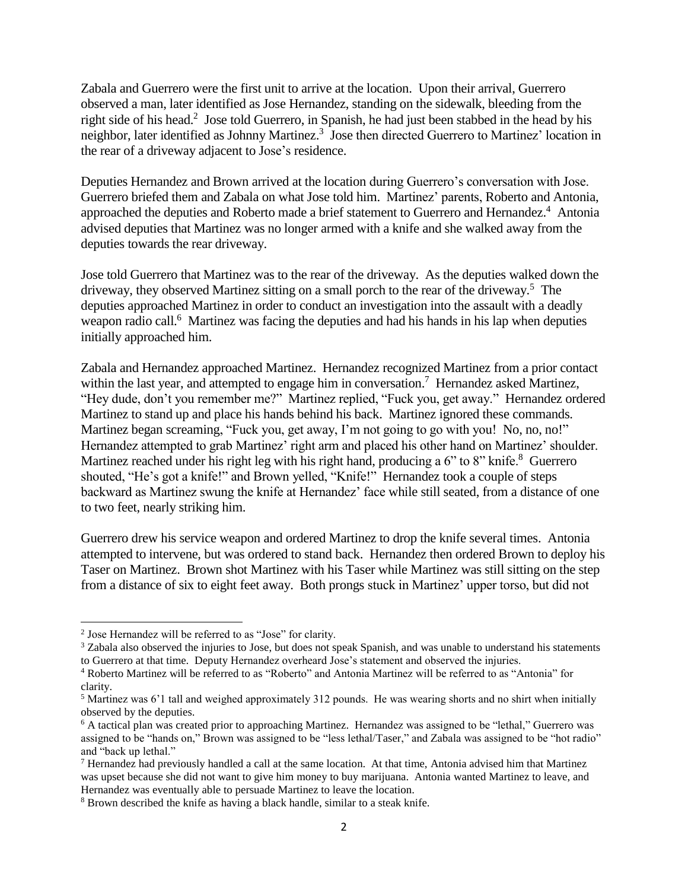Zabala and Guerrero were the first unit to arrive at the location. Upon their arrival, Guerrero observed a man, later identified as Jose Hernandez, standing on the sidewalk, bleeding from the right side of his head.[2] Jose told Guerrero, in Spanish, he had just been stabbed in the head by his neighbor, later identified as Johnny Martinez.[3] Jose then directed Guerrero to Martinez' location in the rear of a driveway adjacent to Jose's residence.

Deputies Hernandez and Brown arrived at the location during Guerrero's conversation with Jose. Guerrero briefed them and Zabala on what Jose told him. Martinez' parents, Roberto and Antonia, approached the deputies and Roberto made a brief statement to Guerrero and Hernandez.[4] Antonia advised deputies that Martinez was no longer armed with a knife and she walked away from the deputies towards the rear driveway.

Jose told Guerrero that Martinez was to the rear of the driveway. As the deputies walked down the driveway, they observed Martinez sitting on a small porch to the rear of the driveway.[5] The deputies approached Martinez in order to conduct an investigation into the assault with a deadly weapon radio call.[6] Martinez was facing the deputies and had his hands in his lap when deputies initially approached him.

Zabala and Hernandez approached Martinez. Hernandez recognized Martinez from a prior contact within the last year, and attempted to engage him in conversation.[7] Hernandez asked Martinez, "Hey dude, don't you remember me?" Martinez replied, "Fuck you, get away." Hernandez ordered Martinez to stand up and place his hands behind his back. Martinez ignored these commands. Martinez began screaming, "Fuck you, get away, I'm not going to go with you! No, no, no!" Hernandez attempted to grab Martinez' right arm and placed his other hand on Martinez' shoulder. Martinez reached under his right leg with his right hand, producing a 6" to 8" knife.[8] Guerrero shouted, "He's got a knife!" and Brown yelled, "Knife!" Hernandez took a couple of steps backward as Martinez swung the knife at Hernandez' face while still seated, from a distance of one to two feet, nearly striking him.

Guerrero drew his service weapon and ordered Martinez to drop the knife several times. Antonia attempted to intervene, but was ordered to stand back. Hernandez then ordered Brown to deploy his Taser on Martinez. Brown shot Martinez with his Taser while Martinez was still sitting on the step from a distance of six to eight feet away. Both prongs stuck in Martinez' upper torso, but did not

---

[2] Jose Hernandez will be referred to as "Jose" for clarity.

[3] Zabala also observed the injuries to Jose, but does not speak Spanish, and was unable to understand his statements to Guerrero at that time. Deputy Hernandez overheard Jose's statement and observed the injuries.

[4] Roberto Martinez will be referred to as "Roberto" and Antonia Martinez will be referred to as "Antonia" for clarity.

[5] Martinez was 6'1 tall and weighed approximately 312 pounds. He was wearing shorts and no shirt when initially observed by the deputies.

[6] A tactical plan was created prior to approaching Martinez. Hernandez was assigned to be "lethal," Guerrero was assigned to be "hands on," Brown was assigned to be "less lethal/Taser," and Zabala was assigned to be "hot radio" and "back up lethal."

[7] Hernandez had previously handled a call at the same location. At that time, Antonia advised him that Martinez was upset because she did not want to give him money to buy marijuana. Antonia wanted Martinez to leave, and Hernandez was eventually able to persuade Martinez to leave the location.

[8] Brown described the knife as having a black handle, similar to a steak knife.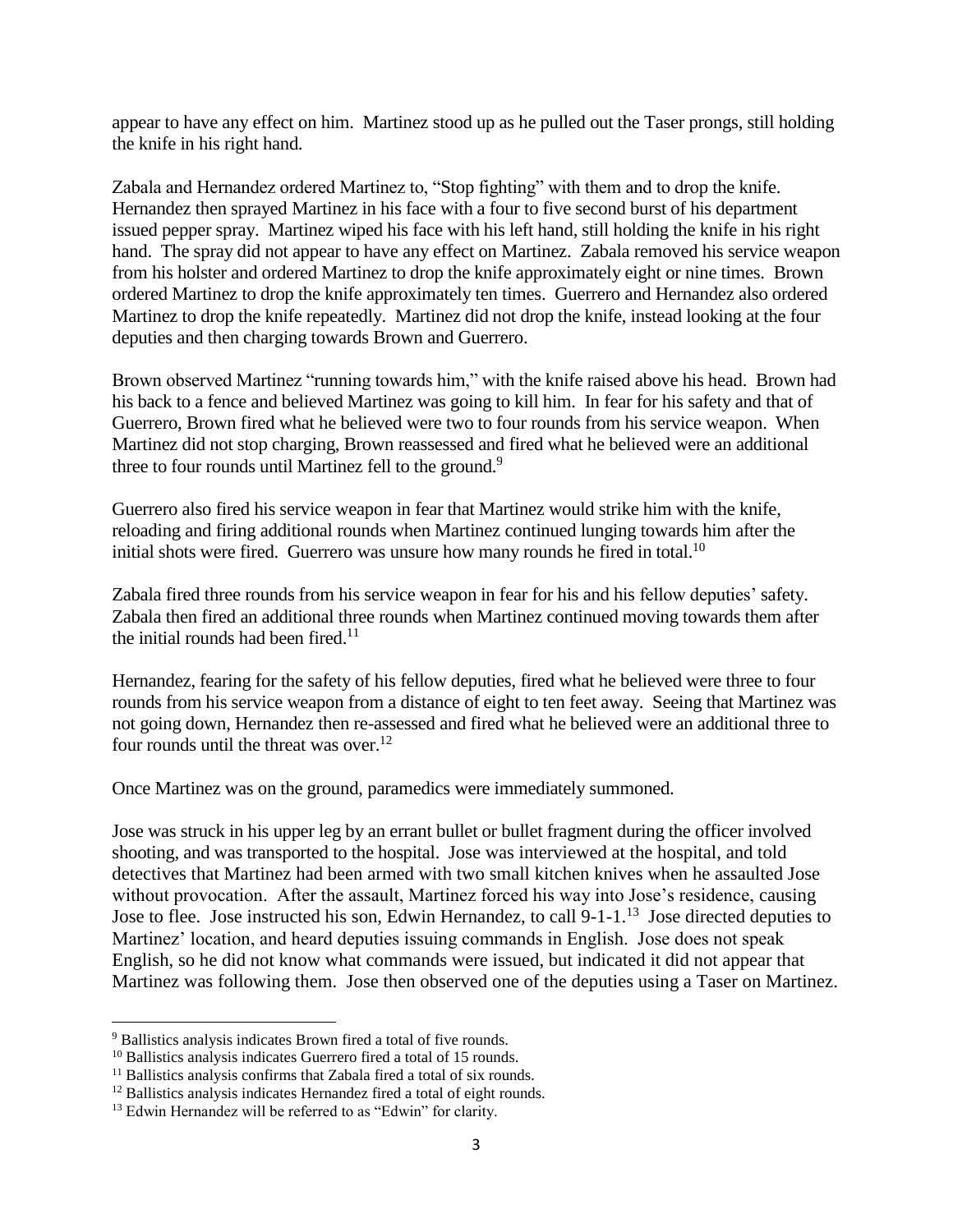appear to have any effect on him. Martinez stood up as he pulled out the Taser prongs, still holding the knife in his right hand.

Zabala and Hernandez ordered Martinez to, "Stop fighting" with them and to drop the knife. Hernandez then sprayed Martinez in his face with a four to five second burst of his department issued pepper spray. Martinez wiped his face with his left hand, still holding the knife in his right hand. The spray did not appear to have any effect on Martinez. Zabala removed his service weapon from his holster and ordered Martinez to drop the knife approximately eight or nine times. Brown ordered Martinez to drop the knife approximately ten times. Guerrero and Hernandez also ordered Martinez to drop the knife repeatedly. Martinez did not drop the knife, instead looking at the four deputies and then charging towards Brown and Guerrero.

Brown observed Martinez "running towards him," with the knife raised above his head. Brown had his back to a fence and believed Martinez was going to kill him. In fear for his safety and that of Guerrero, Brown fired what he believed were two to four rounds from his service weapon. When Martinez did not stop charging, Brown reassessed and fired what he believed were an additional three to four rounds until Martinez fell to the ground.[9]

Guerrero also fired his service weapon in fear that Martinez would strike him with the knife, reloading and firing additional rounds when Martinez continued lunging towards him after the initial shots were fired. Guerrero was unsure how many rounds he fired in total.[10]

Zabala fired three rounds from his service weapon in fear for his and his fellow deputies' safety. Zabala then fired an additional three rounds when Martinez continued moving towards them after the initial rounds had been fired.[11]

Hernandez, fearing for the safety of his fellow deputies, fired what he believed were three to four rounds from his service weapon from a distance of eight to ten feet away. Seeing that Martinez was not going down, Hernandez then re-assessed and fired what he believed were an additional three to four rounds until the threat was over.[12]

Once Martinez was on the ground, paramedics were immediately summoned.

Jose was struck in his upper leg by an errant bullet or bullet fragment during the officer involved shooting, and was transported to the hospital. Jose was interviewed at the hospital, and told detectives that Martinez had been armed with two small kitchen knives when he assaulted Jose without provocation. After the assault, Martinez forced his way into Jose's residence, causing Jose to flee. Jose instructed his son, Edwin Hernandez, to call 9-1-1.[13] Jose directed deputies to Martinez' location, and heard deputies issuing commands in English. Jose does not speak English, so he did not know what commands were issued, but indicated it did not appear that Martinez was following them. Jose then observed one of the deputies using a Taser on Martinez.

---

[9] Ballistics analysis indicates Brown fired a total of five rounds.

[10] Ballistics analysis indicates Guerrero fired a total of 15 rounds.

[11] Ballistics analysis confirms that Zabala fired a total of six rounds.

[12] Ballistics analysis indicates Hernandez fired a total of eight rounds.

[13] Edwin Hernandez will be referred to as "Edwin" for clarity.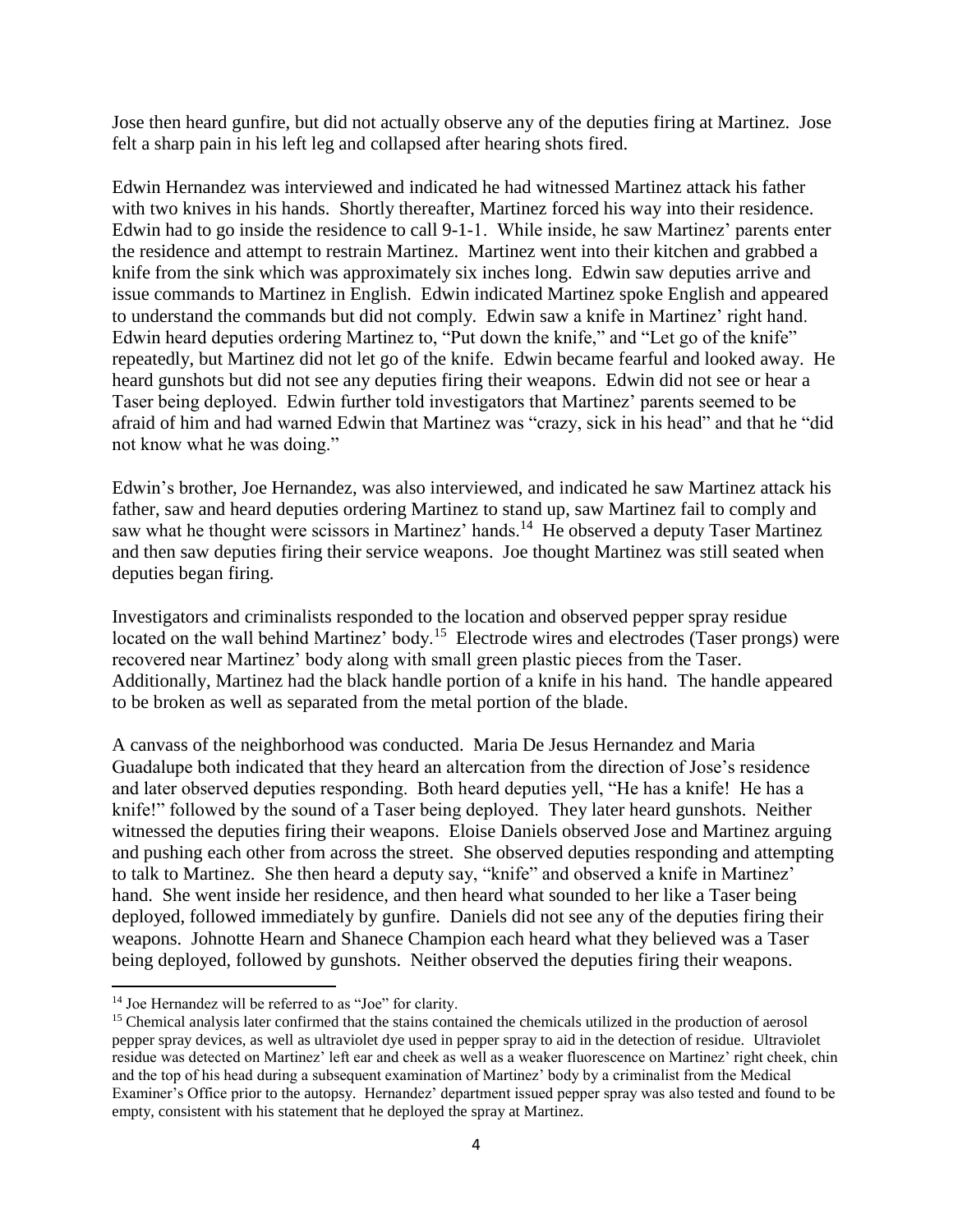Jose then heard gunfire, but did not actually observe any of the deputies firing at Martinez. Jose felt a sharp pain in his left leg and collapsed after hearing shots fired.

Edwin Hernandez was interviewed and indicated he had witnessed Martinez attack his father with two knives in his hands. Shortly thereafter, Martinez forced his way into their residence. Edwin had to go inside the residence to call 9-1-1. While inside, he saw Martinez' parents enter the residence and attempt to restrain Martinez. Martinez went into their kitchen and grabbed a knife from the sink which was approximately six inches long. Edwin saw deputies arrive and issue commands to Martinez in English. Edwin indicated Martinez spoke English and appeared to understand the commands but did not comply. Edwin saw a knife in Martinez' right hand. Edwin heard deputies ordering Martinez to, "Put down the knife," and "Let go of the knife" repeatedly, but Martinez did not let go of the knife. Edwin became fearful and looked away. He heard gunshots but did not see any deputies firing their weapons. Edwin did not see or hear a Taser being deployed. Edwin further told investigators that Martinez' parents seemed to be afraid of him and had warned Edwin that Martinez was "crazy, sick in his head" and that he "did not know what he was doing."

Edwin's brother, Joe Hernandez, was also interviewed, and indicated he saw Martinez attack his father, saw and heard deputies ordering Martinez to stand up, saw Martinez fail to comply and saw what he thought were scissors in Martinez' hands.[14] He observed a deputy Taser Martinez and then saw deputies firing their service weapons. Joe thought Martinez was still seated when deputies began firing.

Investigators and criminalists responded to the location and observed pepper spray residue located on the wall behind Martinez' body.[15] Electrode wires and electrodes (Taser prongs) were recovered near Martinez' body along with small green plastic pieces from the Taser. Additionally, Martinez had the black handle portion of a knife in his hand. The handle appeared to be broken as well as separated from the metal portion of the blade.

A canvass of the neighborhood was conducted. Maria De Jesus Hernandez and Maria Guadalupe both indicated that they heard an altercation from the direction of Jose's residence and later observed deputies responding. Both heard deputies yell, "He has a knife! He has a knife!" followed by the sound of a Taser being deployed. They later heard gunshots. Neither witnessed the deputies firing their weapons. Eloise Daniels observed Jose and Martinez arguing and pushing each other from across the street. She observed deputies responding and attempting to talk to Martinez. She then heard a deputy say, "knife" and observed a knife in Martinez' hand. She went inside her residence, and then heard what sounded to her like a Taser being deployed, followed immediately by gunfire. Daniels did not see any of the deputies firing their weapons. Johnotte Hearn and Shanece Champion each heard what they believed was a Taser being deployed, followed by gunshots. Neither observed the deputies firing their weapons.

---

[14] Joe Hernandez will be referred to as "Joe" for clarity.

[15] Chemical analysis later confirmed that the stains contained the chemicals utilized in the production of aerosol pepper spray devices, as well as ultraviolet dye used in pepper spray to aid in the detection of residue. Ultraviolet residue was detected on Martinez' left ear and cheek as well as a weaker fluorescence on Martinez' right cheek, chin and the top of his head during a subsequent examination of Martinez' body by a criminalist from the Medical Examiner's Office prior to the autopsy. Hernandez' department issued pepper spray was also tested and found to be empty, consistent with his statement that he deployed the spray at Martinez.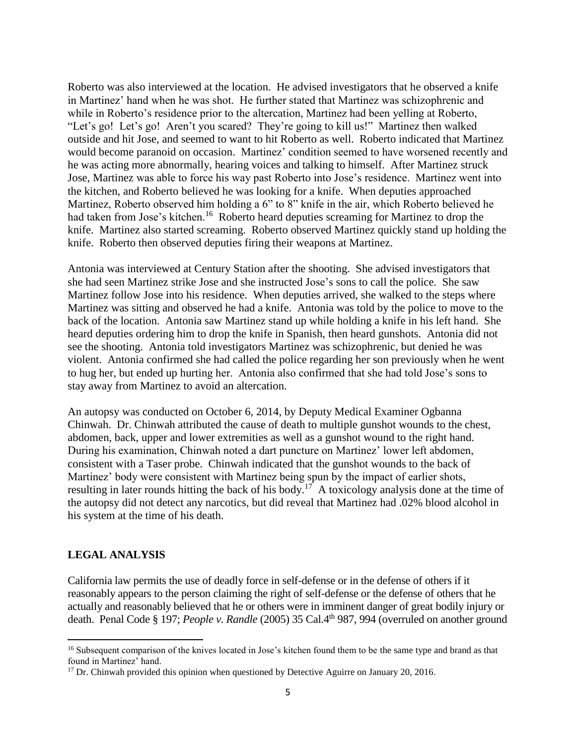Roberto was also interviewed at the location. He advised investigators that he observed a knife in Martinez' hand when he was shot. He further stated that Martinez was schizophrenic and while in Roberto's residence prior to the altercation, Martinez had been yelling at Roberto, "Let's go! Let's go! Aren't you scared? They're going to kill us!" Martinez then walked outside and hit Jose, and seemed to want to hit Roberto as well. Roberto indicated that Martinez would become paranoid on occasion. Martinez' condition seemed to have worsened recently and he was acting more abnormally, hearing voices and talking to himself. After Martinez struck Jose, Martinez was able to force his way past Roberto into Jose's residence. Martinez went into the kitchen, and Roberto believed he was looking for a knife. When deputies approached Martinez, Roberto observed him holding a 6" to 8" knife in the air, which Roberto believed he had taken from Jose's kitchen.[16] Roberto heard deputies screaming for Martinez to drop the knife. Martinez also started screaming. Roberto observed Martinez quickly stand up holding the knife. Roberto then observed deputies firing their weapons at Martinez.

Antonia was interviewed at Century Station after the shooting. She advised investigators that she had seen Martinez strike Jose and she instructed Jose's sons to call the police. She saw Martinez follow Jose into his residence. When deputies arrived, she walked to the steps where Martinez was sitting and observed he had a knife. Antonia was told by the police to move to the back of the location. Antonia saw Martinez stand up while holding a knife in his left hand. She heard deputies ordering him to drop the knife in Spanish, then heard gunshots. Antonia did not see the shooting. Antonia told investigators Martinez was schizophrenic, but denied he was violent. Antonia confirmed she had called the police regarding her son previously when he went to hug her, but ended up hurting her. Antonia also confirmed that she had told Jose's sons to stay away from Martinez to avoid an altercation.

An autopsy was conducted on October 6, 2014, by Deputy Medical Examiner Ogbanna Chinwah. Dr. Chinwah attributed the cause of death to multiple gunshot wounds to the chest, abdomen, back, upper and lower extremities as well as a gunshot wound to the right hand. During his examination, Chinwah noted a dart puncture on Martinez' lower left abdomen, consistent with a Taser probe. Chinwah indicated that the gunshot wounds to the back of Martinez' body were consistent with Martinez being spun by the impact of earlier shots, resulting in later rounds hitting the back of his body.[17] A toxicology analysis done at the time of the autopsy did not detect any narcotics, but did reveal that Martinez had .02% blood alcohol in his system at the time of his death.

## LEGAL ANALYSIS

California law permits the use of deadly force in self-defense or in the defense of others if it reasonably appears to the person claiming the right of self-defense or the defense of others that he actually and reasonably believed that he or others were in imminent danger of great bodily injury or death. Penal Code § 197; *People v. Randle* (2005) 35 Cal.4th 987, 994 (overruled on another ground

[16] Subsequent comparison of the knives located in Jose's kitchen found them to be the same type and brand as that found in Martinez' hand.

[17] Dr. Chinwah provided this opinion when questioned by Detective Aguirre on January 20, 2016.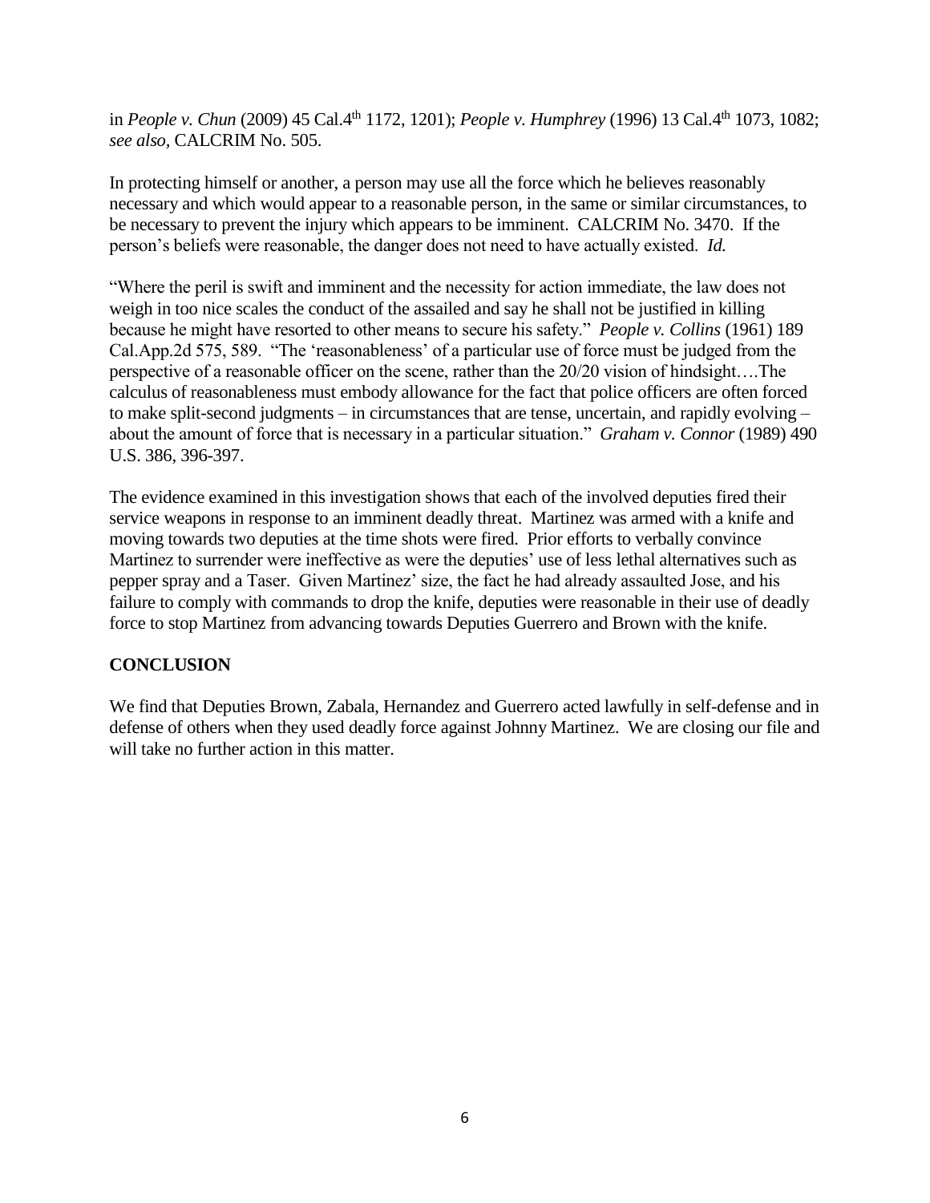in *People v. Chun* (2009) 45 Cal.4th 1172, 1201); *People v. Humphrey* (1996) 13 Cal.4th 1073, 1082; *see also,* CALCRIM No. 505.

In protecting himself or another, a person may use all the force which he believes reasonably necessary and which would appear to a reasonable person, in the same or similar circumstances, to be necessary to prevent the injury which appears to be imminent. CALCRIM No. 3470. If the person's beliefs were reasonable, the danger does not need to have actually existed. *Id.*

"Where the peril is swift and imminent and the necessity for action immediate, the law does not weigh in too nice scales the conduct of the assailed and say he shall not be justified in killing because he might have resorted to other means to secure his safety." *People v. Collins* (1961) 189 Cal.App.2d 575, 589. "The 'reasonableness' of a particular use of force must be judged from the perspective of a reasonable officer on the scene, rather than the 20/20 vision of hindsight….The calculus of reasonableness must embody allowance for the fact that police officers are often forced to make split-second judgments – in circumstances that are tense, uncertain, and rapidly evolving – about the amount of force that is necessary in a particular situation." *Graham v. Connor* (1989) 490 U.S. 386, 396-397.

The evidence examined in this investigation shows that each of the involved deputies fired their service weapons in response to an imminent deadly threat. Martinez was armed with a knife and moving towards two deputies at the time shots were fired. Prior efforts to verbally convince Martinez to surrender were ineffective as were the deputies' use of less lethal alternatives such as pepper spray and a Taser. Given Martinez' size, the fact he had already assaulted Jose, and his failure to comply with commands to drop the knife, deputies were reasonable in their use of deadly force to stop Martinez from advancing towards Deputies Guerrero and Brown with the knife.

## CONCLUSION

We find that Deputies Brown, Zabala, Hernandez and Guerrero acted lawfully in self-defense and in defense of others when they used deadly force against Johnny Martinez. We are closing our file and will take no further action in this matter.